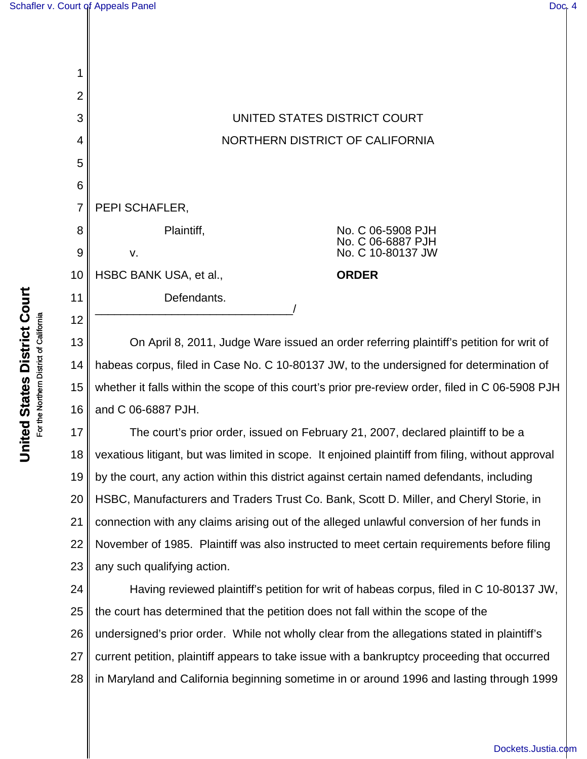UNITED STATES DISTRICT COURT

NORTHERN DISTRICT OF CALIFORNIA

PEPI SCHAFLER,

Plaintiff,

v.

HSBC BANK USA, et al.,

Defendants.
_______________________________/

No. C 06-5908 PJH
No. C 06-6887 PJH
No. C 10-80137 JW

**ORDER**

On April 8, 2011, Judge Ware issued an order referring plaintiff's petition for writ of habeas corpus, filed in Case No. C 10-80137 JW, to the undersigned for determination of whether it falls within the scope of this court's prior pre-review order, filed in C 06-5908 PJH and C 06-6887 PJH.

The court's prior order, issued on February 21, 2007, declared plaintiff to be a vexatious litigant, but was limited in scope. It enjoined plaintiff from filing, without approval by the court, any action within this district against certain named defendants, including HSBC, Manufacturers and Traders Trust Co. Bank, Scott D. Miller, and Cheryl Storie, in connection with any claims arising out of the alleged unlawful conversion of her funds in November of 1985. Plaintiff was also instructed to meet certain requirements before filing any such qualifying action.

Having reviewed plaintiff's petition for writ of habeas corpus, filed in C 10-80137 JW, the court has determined that the petition does not fall within the scope of the undersigned's prior order. While not wholly clear from the allegations stated in plaintiff's current petition, plaintiff appears to take issue with a bankruptcy proceeding that occurred in Maryland and California beginning sometime in or around 1996 and lasting through 1999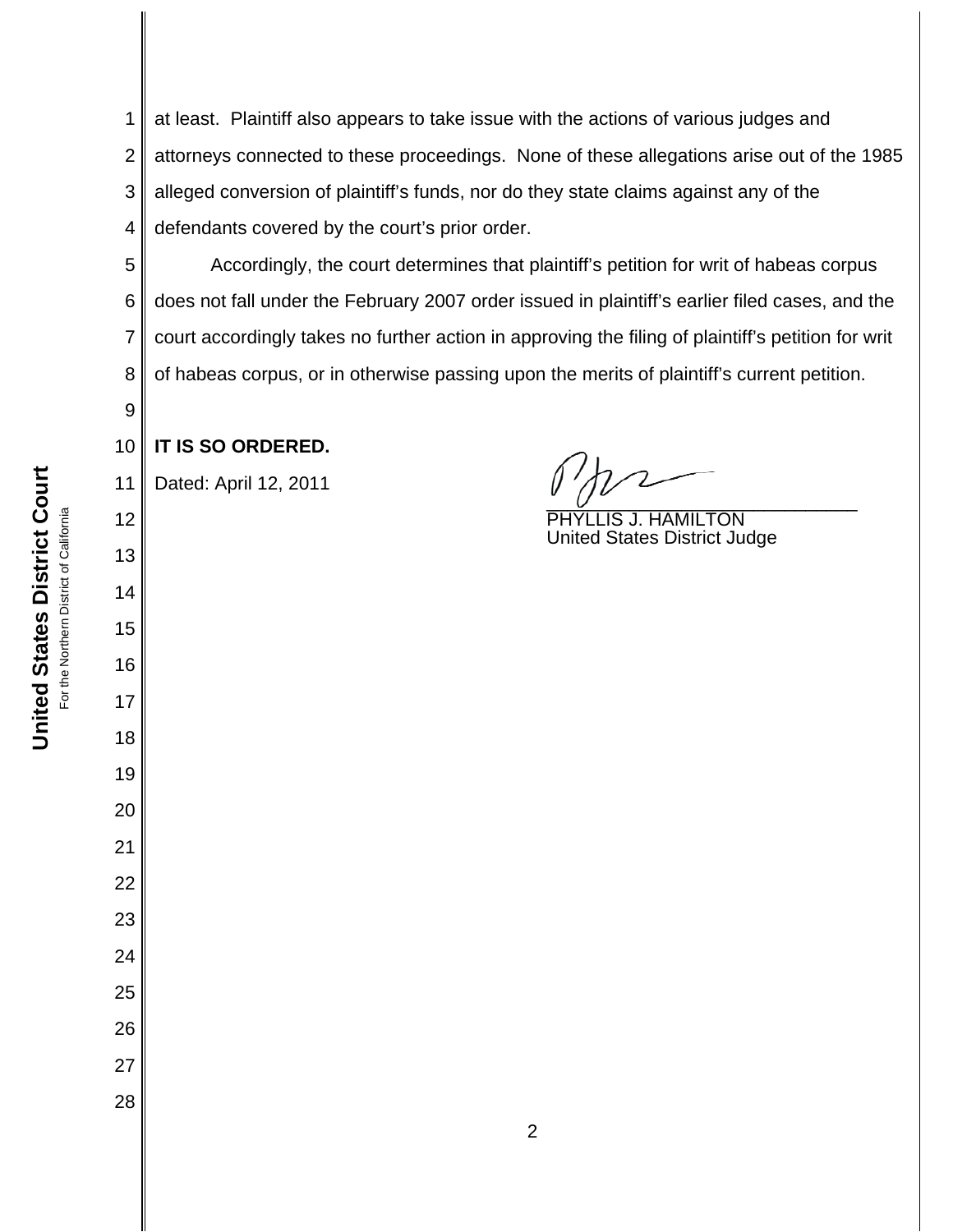at least. Plaintiff also appears to take issue with the actions of various judges and attorneys connected to these proceedings. None of these allegations arise out of the 1985 alleged conversion of plaintiff's funds, nor do they state claims against any of the defendants covered by the court's prior order.

Accordingly, the court determines that plaintiff's petition for writ of habeas corpus does not fall under the February 2007 order issued in plaintiff's earlier filed cases, and the court accordingly takes no further action in approving the filing of plaintiff's petition for writ of habeas corpus, or in otherwise passing upon the merits of plaintiff's current petition.

**IT IS SO ORDERED.**

Dated: April 12, 2011

______________________________
PHYLLIS J. HAMILTON
United States District Judge